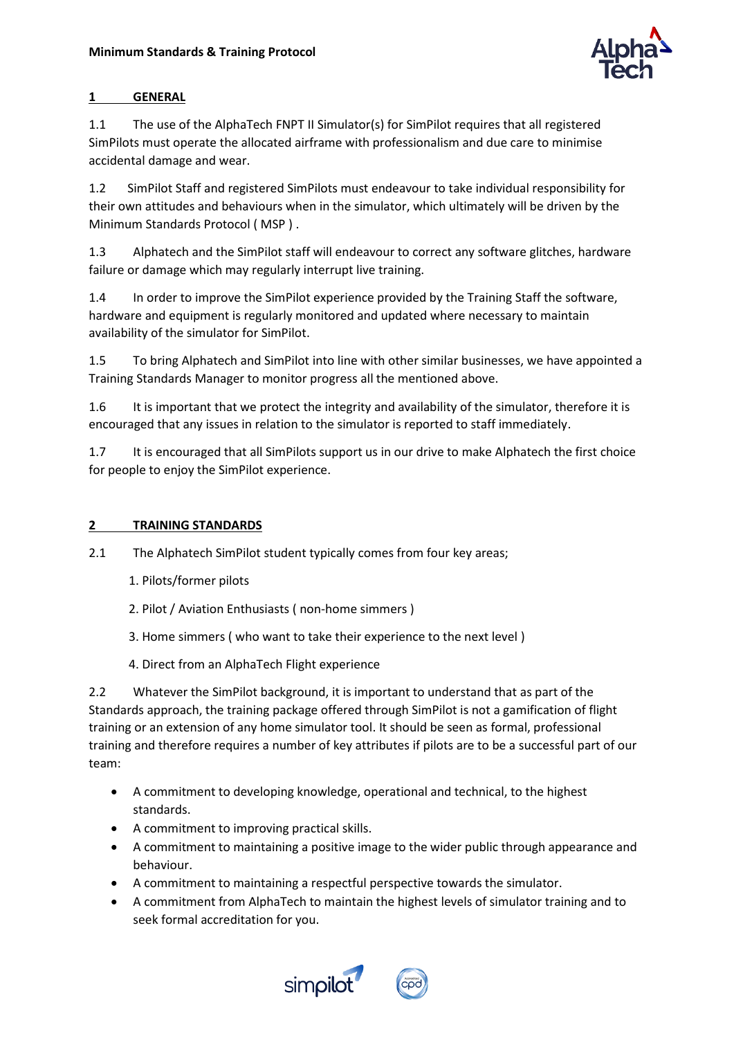**Minimum Standards & Training Protocol**

## 1 GENERAL

1.1 The use of the AlphaTech FNPT II Simulator(s) for SimPilot requires that all registered SimPilots must operate the allocated airframe with professionalism and due care to minimise accidental damage and wear.

1.2 SimPilot Staff and registered SimPilots must endeavour to take individual responsibility for their own attitudes and behaviours when in the simulator, which ultimately will be driven by the Minimum Standards Protocol ( MSP ) .

1.3 Alphatech and the SimPilot staff will endeavour to correct any software glitches, hardware failure or damage which may regularly interrupt live training.

1.4 In order to improve the SimPilot experience provided by the Training Staff the software, hardware and equipment is regularly monitored and updated where necessary to maintain availability of the simulator for SimPilot.

1.5 To bring Alphatech and SimPilot into line with other similar businesses, we have appointed a Training Standards Manager to monitor progress all the mentioned above.

1.6 It is important that we protect the integrity and availability of the simulator, therefore it is encouraged that any issues in relation to the simulator is reported to staff immediately.

1.7 It is encouraged that all SimPilots support us in our drive to make Alphatech the first choice for people to enjoy the SimPilot experience.

## 2 TRAINING STANDARDS

2.1 The Alphatech SimPilot student typically comes from four key areas;

1. Pilots/former pilots
2. Pilot / Aviation Enthusiasts ( non-home simmers )
3. Home simmers ( who want to take their experience to the next level )
4. Direct from an AlphaTech Flight experience

2.2 Whatever the SimPilot background, it is important to understand that as part of the Standards approach, the training package offered through SimPilot is not a gamification of flight training or an extension of any home simulator tool. It should be seen as formal, professional training and therefore requires a number of key attributes if pilots are to be a successful part of our team:

- A commitment to developing knowledge, operational and technical, to the highest standards.
- A commitment to improving practical skills.
- A commitment to maintaining a positive image to the wider public through appearance and behaviour.
- A commitment to maintaining a respectful perspective towards the simulator.
- A commitment from AlphaTech to maintain the highest levels of simulator training and to seek formal accreditation for you.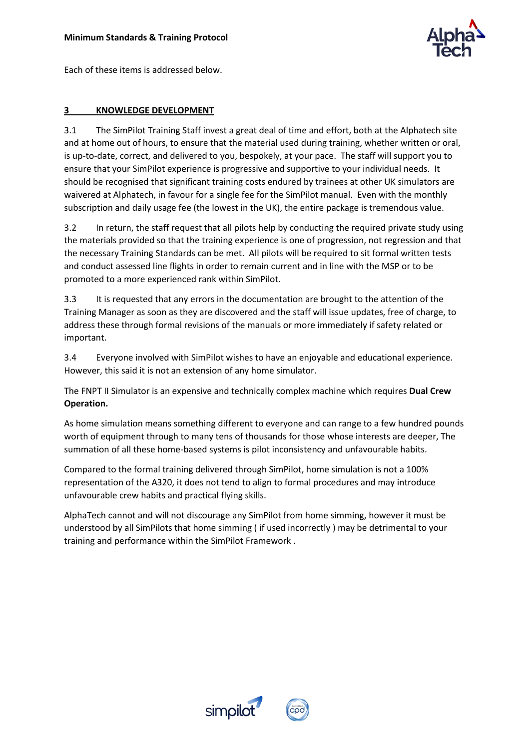Each of these items is addressed below.

## 3 KNOWLEDGE DEVELOPMENT

3.1 The SimPilot Training Staff invest a great deal of time and effort, both at the Alphatech site and at home out of hours, to ensure that the material used during training, whether written or oral, is up-to-date, correct, and delivered to you, bespokely, at your pace. The staff will support you to ensure that your SimPilot experience is progressive and supportive to your individual needs. It should be recognised that significant training costs endured by trainees at other UK simulators are waivered at Alphatech, in favour for a single fee for the SimPilot manual. Even with the monthly subscription and daily usage fee (the lowest in the UK), the entire package is tremendous value.

3.2 In return, the staff request that all pilots help by conducting the required private study using the materials provided so that the training experience is one of progression, not regression and that the necessary Training Standards can be met. All pilots will be required to sit formal written tests and conduct assessed line flights in order to remain current and in line with the MSP or to be promoted to a more experienced rank within SimPilot.

3.3 It is requested that any errors in the documentation are brought to the attention of the Training Manager as soon as they are discovered and the staff will issue updates, free of charge, to address these through formal revisions of the manuals or more immediately if safety related or important.

3.4 Everyone involved with SimPilot wishes to have an enjoyable and educational experience. However, this said it is not an extension of any home simulator.

The FNPT II Simulator is an expensive and technically complex machine which requires **Dual Crew Operation.**

As home simulation means something different to everyone and can range to a few hundred pounds worth of equipment through to many tens of thousands for those whose interests are deeper, The summation of all these home-based systems is pilot inconsistency and unfavourable habits.

Compared to the formal training delivered through SimPilot, home simulation is not a 100% representation of the A320, it does not tend to align to formal procedures and may introduce unfavourable crew habits and practical flying skills.

AlphaTech cannot and will not discourage any SimPilot from home simming, however it must be understood by all SimPilots that home simming ( if used incorrectly ) may be detrimental to your training and performance within the SimPilot Framework .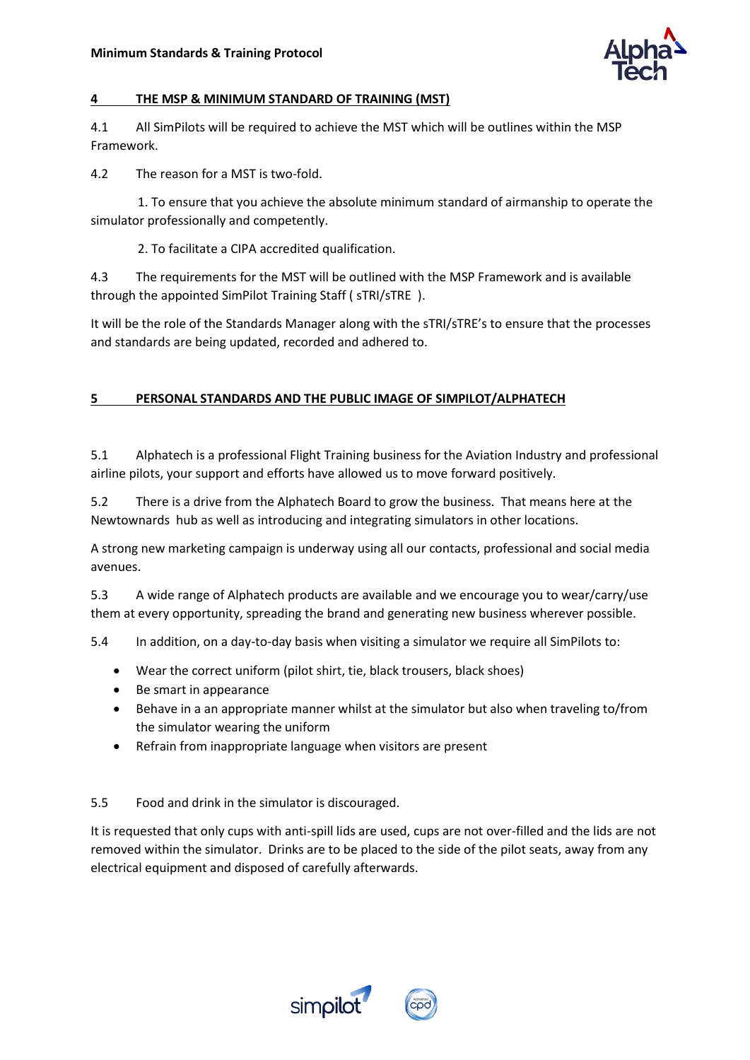## 4 THE MSP & MINIMUM STANDARD OF TRAINING (MST)

4.1 All SimPilots will be required to achieve the MST which will be outlines within the MSP Framework.

4.2 The reason for a MST is two-fold.

1. To ensure that you achieve the absolute minimum standard of airmanship to operate the simulator professionally and competently.

2. To facilitate a CIPA accredited qualification.

4.3 The requirements for the MST will be outlined with the MSP Framework and is available through the appointed SimPilot Training Staff ( sTRI/sTRE ).

It will be the role of the Standards Manager along with the sTRI/sTRE's to ensure that the processes and standards are being updated, recorded and adhered to.

## 5 PERSONAL STANDARDS AND THE PUBLIC IMAGE OF SIMPILOT/ALPHATECH

5.1 Alphatech is a professional Flight Training business for the Aviation Industry and professional airline pilots, your support and efforts have allowed us to move forward positively.

5.2 There is a drive from the Alphatech Board to grow the business. That means here at the Newtownards hub as well as introducing and integrating simulators in other locations.

A strong new marketing campaign is underway using all our contacts, professional and social media avenues.

5.3 A wide range of Alphatech products are available and we encourage you to wear/carry/use them at every opportunity, spreading the brand and generating new business wherever possible.

5.4 In addition, on a day-to-day basis when visiting a simulator we require all SimPilots to:

- Wear the correct uniform (pilot shirt, tie, black trousers, black shoes)
- Be smart in appearance
- Behave in a an appropriate manner whilst at the simulator but also when traveling to/from the simulator wearing the uniform
- Refrain from inappropriate language when visitors are present

5.5 Food and drink in the simulator is discouraged.

It is requested that only cups with anti-spill lids are used, cups are not over-filled and the lids are not removed within the simulator. Drinks are to be placed to the side of the pilot seats, away from any electrical equipment and disposed of carefully afterwards.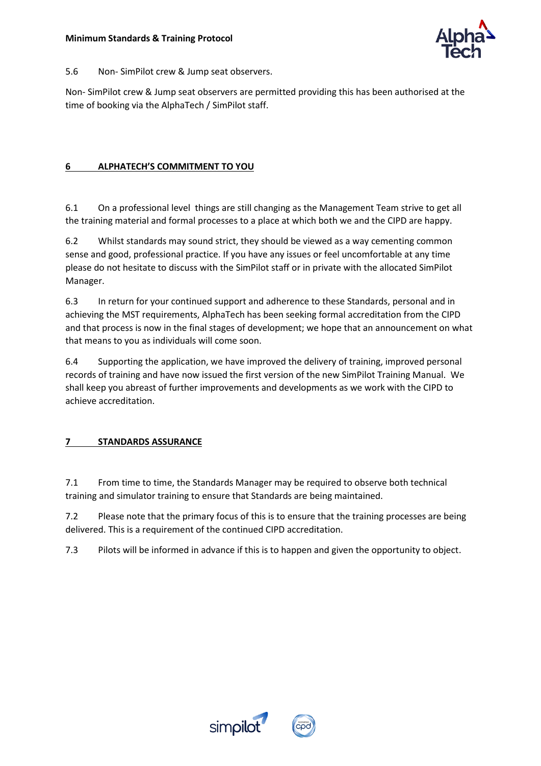5.6 Non- SimPilot crew & Jump seat observers.

Non- SimPilot crew & Jump seat observers are permitted providing this has been authorised at the time of booking via the AlphaTech / SimPilot staff.

## 6 ALPHATECH'S COMMITMENT TO YOU

6.1 On a professional level things are still changing as the Management Team strive to get all the training material and formal processes to a place at which both we and the CIPD are happy.

6.2 Whilst standards may sound strict, they should be viewed as a way cementing common sense and good, professional practice. If you have any issues or feel uncomfortable at any time please do not hesitate to discuss with the SimPilot staff or in private with the allocated SimPilot Manager.

6.3 In return for your continued support and adherence to these Standards, personal and in achieving the MST requirements, AlphaTech has been seeking formal accreditation from the CIPD and that process is now in the final stages of development; we hope that an announcement on what that means to you as individuals will come soon.

6.4 Supporting the application, we have improved the delivery of training, improved personal records of training and have now issued the first version of the new SimPilot Training Manual. We shall keep you abreast of further improvements and developments as we work with the CIPD to achieve accreditation.

## 7 STANDARDS ASSURANCE

7.1 From time to time, the Standards Manager may be required to observe both technical training and simulator training to ensure that Standards are being maintained.

7.2 Please note that the primary focus of this is to ensure that the training processes are being delivered. This is a requirement of the continued CIPD accreditation.

7.3 Pilots will be informed in advance if this is to happen and given the opportunity to object.